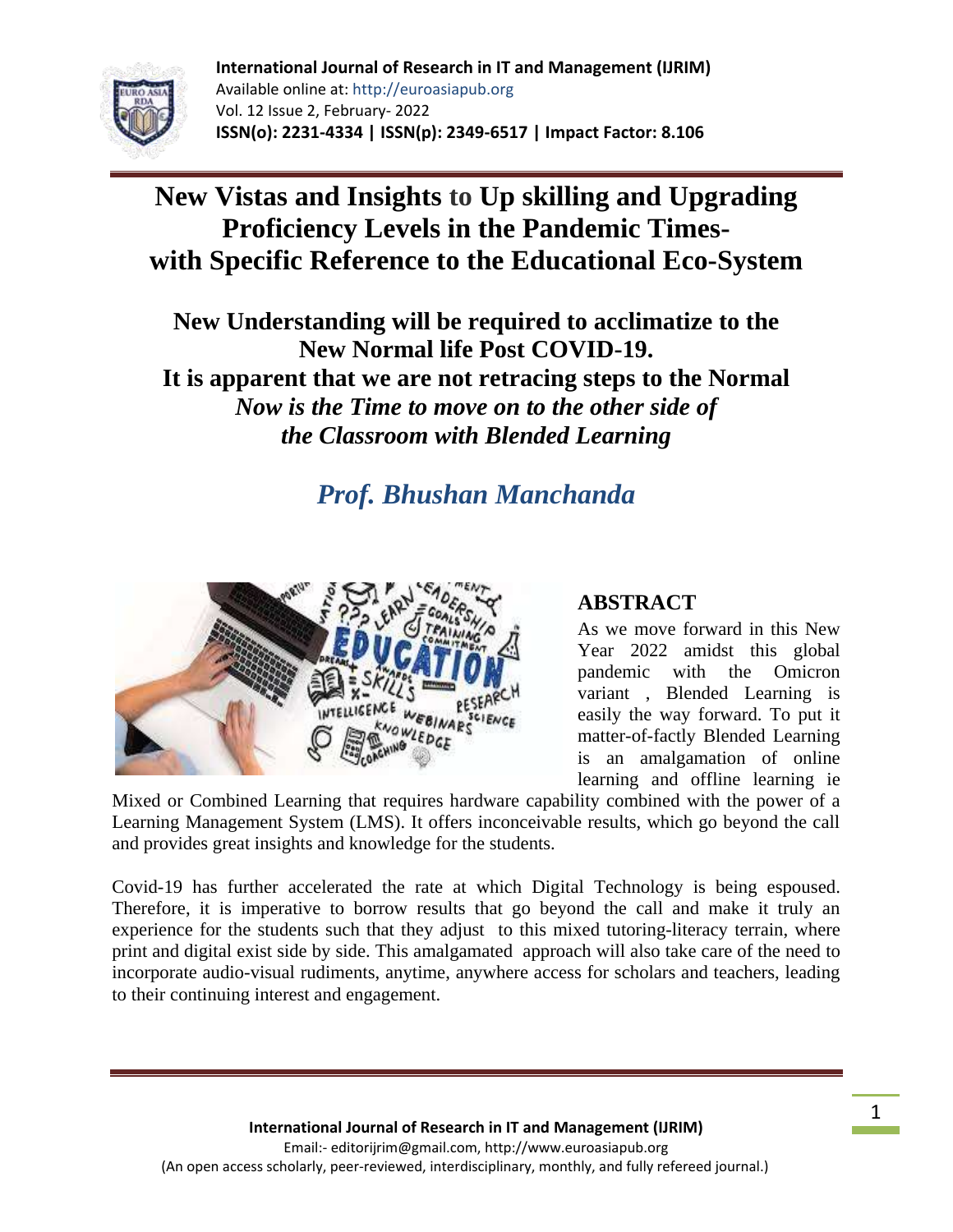# New Vistas and Insights to Up skilling and Upgrading Proficiency Levels in the Pandemic Times- with Specific Reference to the Educational Eco-System

## New Understanding will be required to acclimatize to the New Normal life Post COVID-19. It is apparent that we are not retracing steps to the Normal *Now is the Time to move on to the other side of the Classroom with Blended Learning*

### *Prof. Bhushan Manchanda*

## ABSTRACT

As we move forward in this New Year 2022 amidst this global pandemic with the Omicron variant , Blended Learning is easily the way forward. To put it matter-of-factly Blended Learning is an amalgamation of online learning and offline learning ie Mixed or Combined Learning that requires hardware capability combined with the power of a Learning Management System (LMS). It offers inconceivable results, which go beyond the call and provides great insights and knowledge for the students.

Covid-19 has further accelerated the rate at which Digital Technology is being espoused. Therefore, it is imperative to borrow results that go beyond the call and make it truly an experience for the students such that they adjust to this mixed tutoring-literacy terrain, where print and digital exist side by side. This amalgamated approach will also take care of the need to incorporate audio-visual rudiments, anytime, anywhere access for scholars and teachers, leading to their continuing interest and engagement.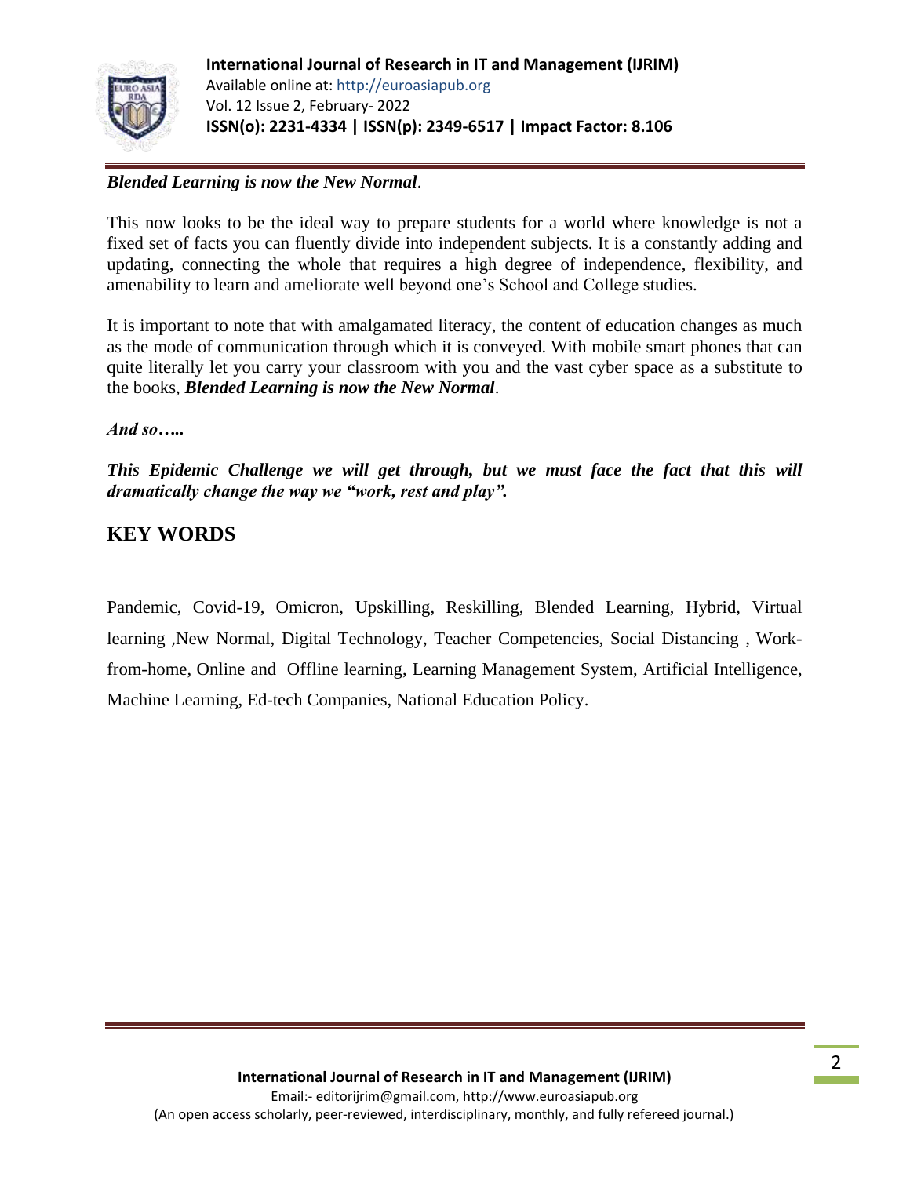***Blended Learning is now the New Normal***.

This now looks to be the ideal way to prepare students for a world where knowledge is not a fixed set of facts you can fluently divide into independent subjects. It is a constantly adding and updating, connecting the whole that requires a high degree of independence, flexibility, and amenability to learn and ameliorate well beyond one's School and College studies.

It is important to note that with amalgamated literacy, the content of education changes as much as the mode of communication through which it is conveyed. With mobile smart phones that can quite literally let you carry your classroom with you and the vast cyber space as a substitute to the books, ***Blended Learning is now the New Normal***.

***And so…..***

***This Epidemic Challenge we will get through, but we must face the fact that this will dramatically change the way we "work, rest and play".***

## KEY WORDS

Pandemic, Covid-19, Omicron, Upskilling, Reskilling, Blended Learning, Hybrid, Virtual learning ,New Normal, Digital Technology, Teacher Competencies, Social Distancing , Work-from-home, Online and Offline learning, Learning Management System, Artificial Intelligence, Machine Learning, Ed-tech Companies, National Education Policy.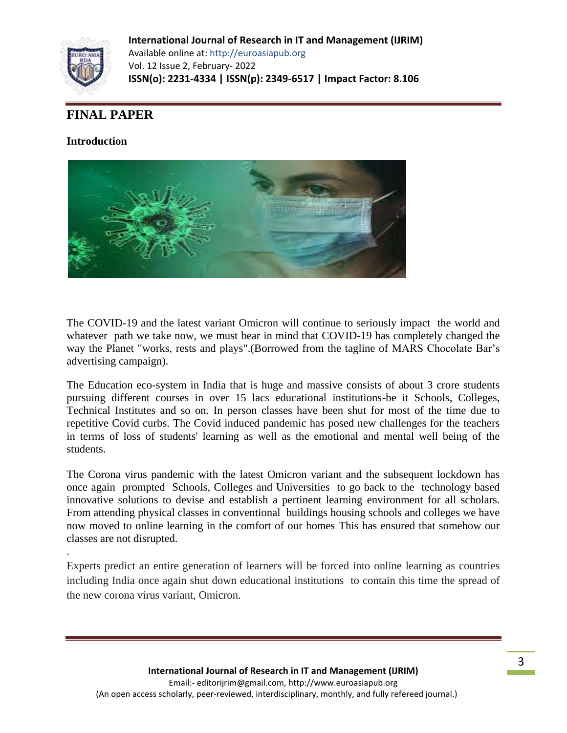# FINAL PAPER

## Introduction

The COVID-19 and the latest variant Omicron will continue to seriously impact the world and whatever path we take now, we must bear in mind that COVID-19 has completely changed the way the Planet "works, rests and plays".(Borrowed from the tagline of MARS Chocolate Bar's advertising campaign).

The Education eco-system in India that is huge and massive consists of about 3 crore students pursuing different courses in over 15 lacs educational institutions-be it Schools, Colleges, Technical Institutes and so on. In person classes have been shut for most of the time due to repetitive Covid curbs. The Covid induced pandemic has posed new challenges for the teachers in terms of loss of students' learning as well as the emotional and mental well being of the students.

The Corona virus pandemic with the latest Omicron variant and the subsequent lockdown has once again prompted Schools, Colleges and Universities to go back to the technology based innovative solutions to devise and establish a pertinent learning environment for all scholars. From attending physical classes in conventional buildings housing schools and colleges we have now moved to online learning in the comfort of our homes This has ensured that somehow our classes are not disrupted.

.

Experts predict an entire generation of learners will be forced into online learning as countries including India once again shut down educational institutions to contain this time the spread of the new corona virus variant, Omicron.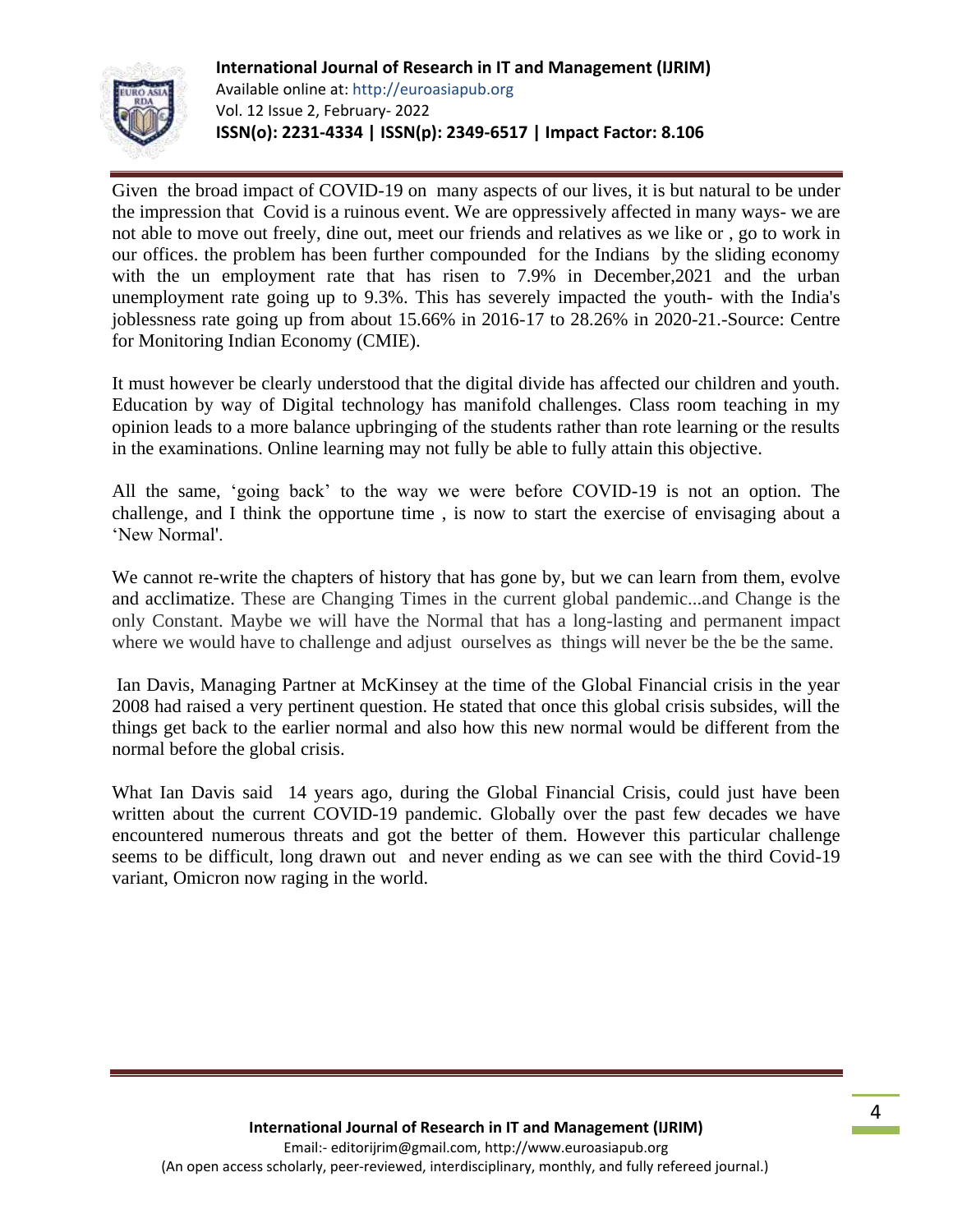Given the broad impact of COVID-19 on many aspects of our lives, it is but natural to be under the impression that Covid is a ruinous event. We are oppressively affected in many ways- we are not able to move out freely, dine out, meet our friends and relatives as we like or , go to work in our offices. the problem has been further compounded for the Indians by the sliding economy with the un employment rate that has risen to 7.9% in December,2021 and the urban unemployment rate going up to 9.3%. This has severely impacted the youth- with the India's joblessness rate going up from about 15.66% in 2016-17 to 28.26% in 2020-21.-Source: Centre for Monitoring Indian Economy (CMIE).

It must however be clearly understood that the digital divide has affected our children and youth. Education by way of Digital technology has manifold challenges. Class room teaching in my opinion leads to a more balance upbringing of the students rather than rote learning or the results in the examinations. Online learning may not fully be able to fully attain this objective.

All the same, 'going back' to the way we were before COVID-19 is not an option. The challenge, and I think the opportune time , is now to start the exercise of envisaging about a 'New Normal'.

We cannot re-write the chapters of history that has gone by, but we can learn from them, evolve and acclimatize. These are Changing Times in the current global pandemic...and Change is the only Constant. Maybe we will have the Normal that has a long-lasting and permanent impact where we would have to challenge and adjust ourselves as things will never be the be the same.

Ian Davis, Managing Partner at McKinsey at the time of the Global Financial crisis in the year 2008 had raised a very pertinent question. He stated that once this global crisis subsides, will the things get back to the earlier normal and also how this new normal would be different from the normal before the global crisis.

What Ian Davis said 14 years ago, during the Global Financial Crisis, could just have been written about the current COVID-19 pandemic. Globally over the past few decades we have encountered numerous threats and got the better of them. However this particular challenge seems to be difficult, long drawn out and never ending as we can see with the third Covid-19 variant, Omicron now raging in the world.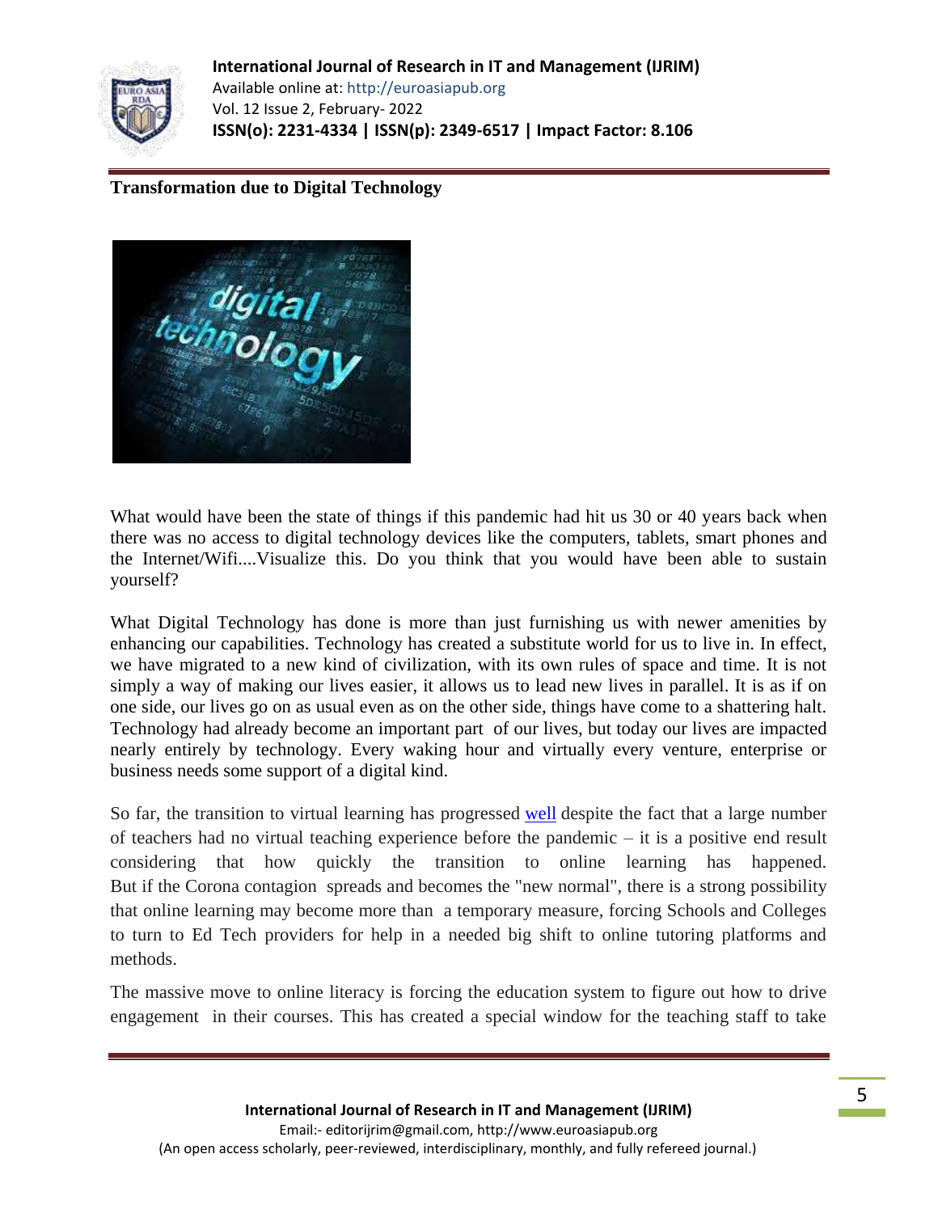**Transformation due to Digital Technology**

What would have been the state of things if this pandemic had hit us 30 or 40 years back when there was no access to digital technology devices like the computers, tablets, smart phones and the Internet/Wifi....Visualize this. Do you think that you would have been able to sustain yourself?

What Digital Technology has done is more than just furnishing us with newer amenities by enhancing our capabilities. Technology has created a substitute world for us to live in. In effect, we have migrated to a new kind of civilization, with its own rules of space and time. It is not simply a way of making our lives easier, it allows us to lead new lives in parallel. It is as if on one side, our lives go on as usual even as on the other side, things have come to a shattering halt. Technology had already become an important part of our lives, but today our lives are impacted nearly entirely by technology. Every waking hour and virtually every venture, enterprise or business needs some support of a digital kind.

So far, the transition to virtual learning has progressed well despite the fact that a large number of teachers had no virtual teaching experience before the pandemic – it is a positive end result considering that how quickly the transition to online learning has happened. But if the Corona contagion spreads and becomes the "new normal", there is a strong possibility that online learning may become more than a temporary measure, forcing Schools and Colleges to turn to Ed Tech providers for help in a needed big shift to online tutoring platforms and methods.

The massive move to online literacy is forcing the education system to figure out how to drive engagement in their courses. This has created a special window for the teaching staff to take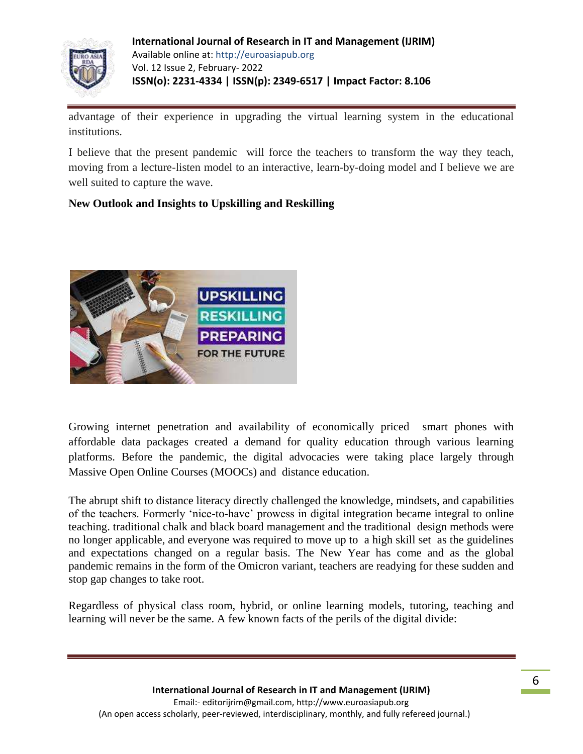advantage of their experience in upgrading the virtual learning system in the educational institutions.

I believe that the present pandemic will force the teachers to transform the way they teach, moving from a lecture-listen model to an interactive, learn-by-doing model and I believe we are well suited to capture the wave.

**New Outlook and Insights to Upskilling and Reskilling**

Growing internet penetration and availability of economically priced smart phones with affordable data packages created a demand for quality education through various learning platforms. Before the pandemic, the digital advocacies were taking place largely through Massive Open Online Courses (MOOCs) and distance education.

The abrupt shift to distance literacy directly challenged the knowledge, mindsets, and capabilities of the teachers. Formerly 'nice-to-have' prowess in digital integration became integral to online teaching. traditional chalk and black board management and the traditional design methods were no longer applicable, and everyone was required to move up to a high skill set as the guidelines and expectations changed on a regular basis. The New Year has come and as the global pandemic remains in the form of the Omicron variant, teachers are readying for these sudden and stop gap changes to take root.

Regardless of physical class room, hybrid, or online learning models, tutoring, teaching and learning will never be the same. A few known facts of the perils of the digital divide: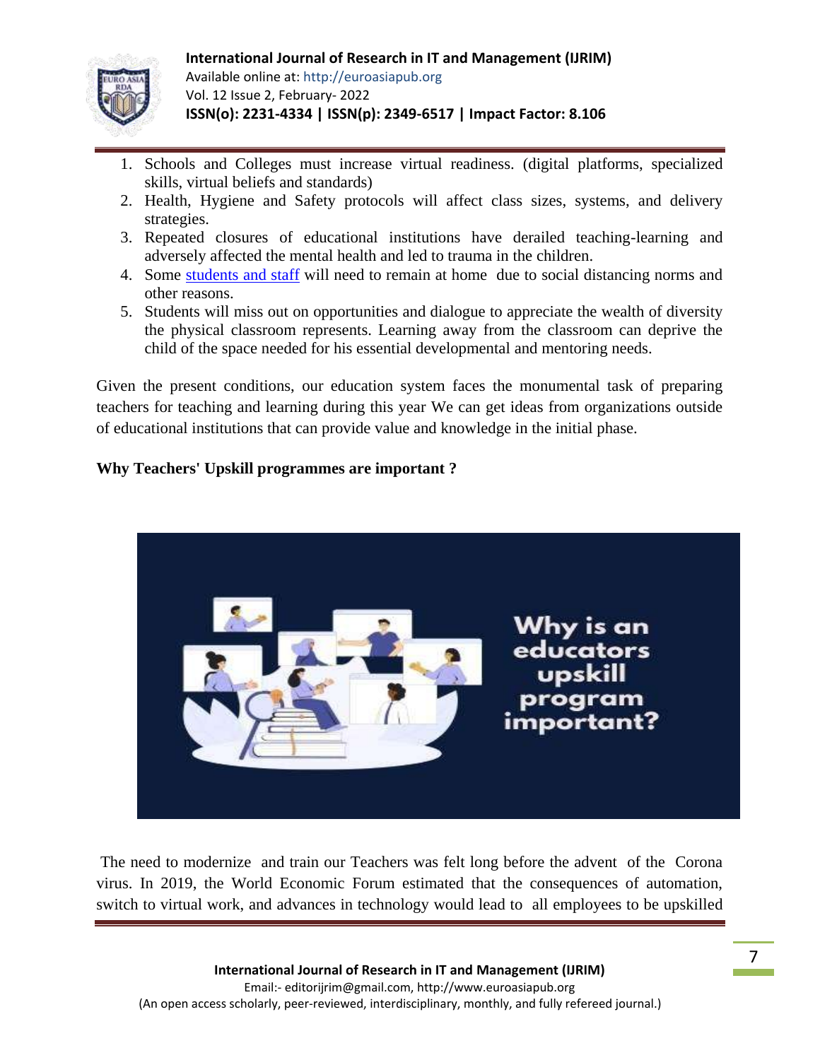1. Schools and Colleges must increase virtual readiness. (digital platforms, specialized skills, virtual beliefs and standards)
2. Health, Hygiene and Safety protocols will affect class sizes, systems, and delivery strategies.
3. Repeated closures of educational institutions have derailed teaching-learning and adversely affected the mental health and led to trauma in the children.
4. Some students and staff will need to remain at home due to social distancing norms and other reasons.
5. Students will miss out on opportunities and dialogue to appreciate the wealth of diversity the physical classroom represents. Learning away from the classroom can deprive the child of the space needed for his essential developmental and mentoring needs.

Given the present conditions, our education system faces the monumental task of preparing teachers for teaching and learning during this year We can get ideas from organizations outside of educational institutions that can provide value and knowledge in the initial phase.

**Why Teachers' Upskill programmes are important ?**

The need to modernize and train our Teachers was felt long before the advent of the Corona virus. In 2019, the World Economic Forum estimated that the consequences of automation, switch to virtual work, and advances in technology would lead to all employees to be upskilled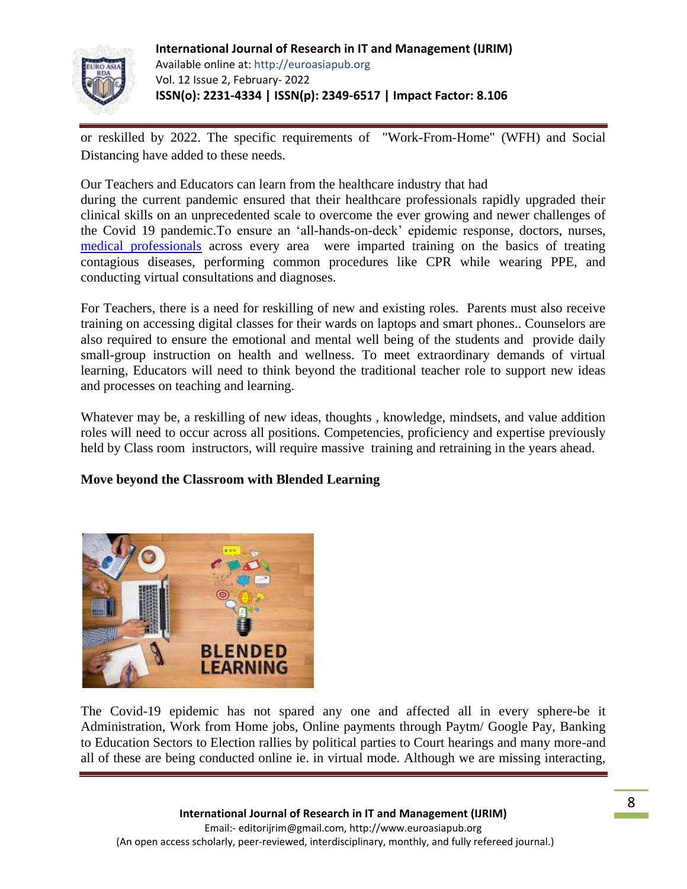or reskilled by 2022. The specific requirements of "Work-From-Home" (WFH) and Social Distancing have added to these needs.

Our Teachers and Educators can learn from the healthcare industry that had during the current pandemic ensured that their healthcare professionals rapidly upgraded their clinical skills on an unprecedented scale to overcome the ever growing and newer challenges of the Covid 19 pandemic.To ensure an 'all-hands-on-deck' epidemic response, doctors, nurses, medical professionals across every area were imparted training on the basics of treating contagious diseases, performing common procedures like CPR while wearing PPE, and conducting virtual consultations and diagnoses.

For Teachers, there is a need for reskilling of new and existing roles. Parents must also receive training on accessing digital classes for their wards on laptops and smart phones.. Counselors are also required to ensure the emotional and mental well being of the students and provide daily small-group instruction on health and wellness. To meet extraordinary demands of virtual learning, Educators will need to think beyond the traditional teacher role to support new ideas and processes on teaching and learning.

Whatever may be, a reskilling of new ideas, thoughts , knowledge, mindsets, and value addition roles will need to occur across all positions. Competencies, proficiency and expertise previously held by Class room instructors, will require massive training and retraining in the years ahead.

**Move beyond the Classroom with Blended Learning**

The Covid-19 epidemic has not spared any one and affected all in every sphere-be it Administration, Work from Home jobs, Online payments through Paytm/ Google Pay, Banking to Education Sectors to Election rallies by political parties to Court hearings and many more-and all of these are being conducted online ie. in virtual mode. Although we are missing interacting,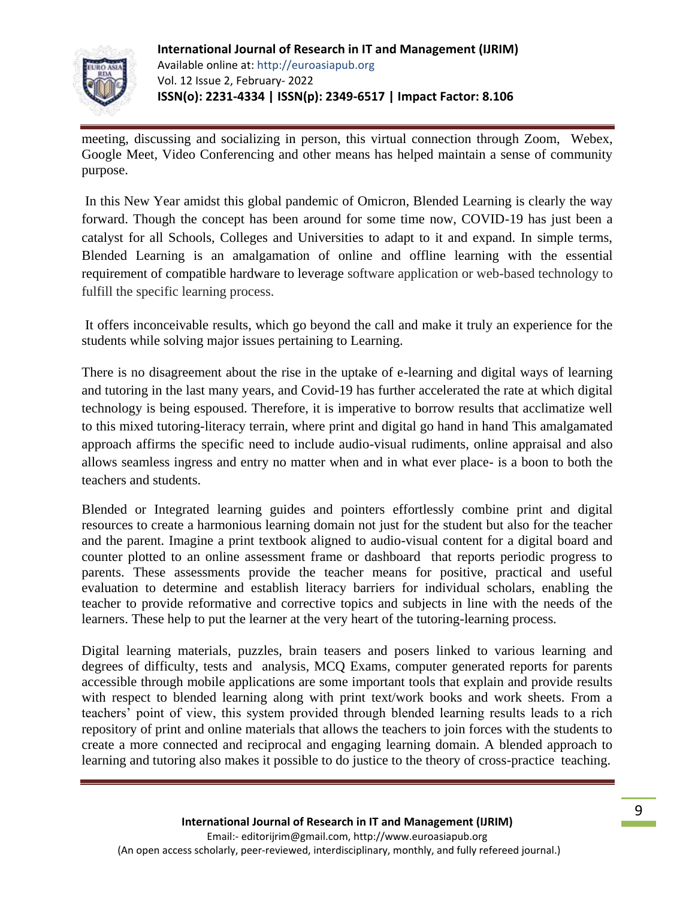meeting, discussing and socializing in person, this virtual connection through Zoom, Webex, Google Meet, Video Conferencing and other means has helped maintain a sense of community purpose.

In this New Year amidst this global pandemic of Omicron, Blended Learning is clearly the way forward. Though the concept has been around for some time now, COVID-19 has just been a catalyst for all Schools, Colleges and Universities to adapt to it and expand. In simple terms, Blended Learning is an amalgamation of online and offline learning with the essential requirement of compatible hardware to leverage software application or web-based technology to fulfill the specific learning process.

It offers inconceivable results, which go beyond the call and make it truly an experience for the students while solving major issues pertaining to Learning.

There is no disagreement about the rise in the uptake of e-learning and digital ways of learning and tutoring in the last many years, and Covid-19 has further accelerated the rate at which digital technology is being espoused. Therefore, it is imperative to borrow results that acclimatize well to this mixed tutoring-literacy terrain, where print and digital go hand in hand This amalgamated approach affirms the specific need to include audio-visual rudiments, online appraisal and also allows seamless ingress and entry no matter when and in what ever place- is a boon to both the teachers and students.

Blended or Integrated learning guides and pointers effortlessly combine print and digital resources to create a harmonious learning domain not just for the student but also for the teacher and the parent. Imagine a print textbook aligned to audio-visual content for a digital board and counter plotted to an online assessment frame or dashboard that reports periodic progress to parents. These assessments provide the teacher means for positive, practical and useful evaluation to determine and establish literacy barriers for individual scholars, enabling the teacher to provide reformative and corrective topics and subjects in line with the needs of the learners. These help to put the learner at the very heart of the tutoring-learning process.

Digital learning materials, puzzles, brain teasers and posers linked to various learning and degrees of difficulty, tests and analysis, MCQ Exams, computer generated reports for parents accessible through mobile applications are some important tools that explain and provide results with respect to blended learning along with print text/work books and work sheets. From a teachers' point of view, this system provided through blended learning results leads to a rich repository of print and online materials that allows the teachers to join forces with the students to create a more connected and reciprocal and engaging learning domain. A blended approach to learning and tutoring also makes it possible to do justice to the theory of cross-practice teaching.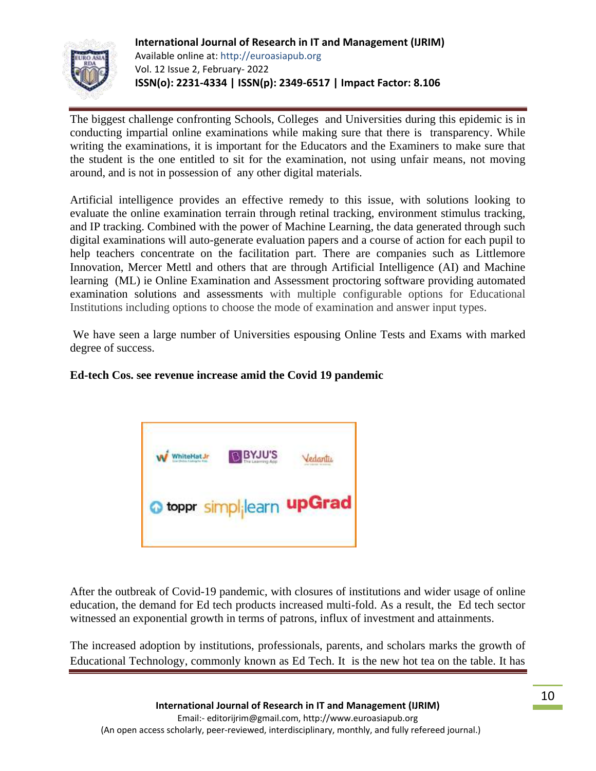The biggest challenge confronting Schools, Colleges and Universities during this epidemic is in conducting impartial online examinations while making sure that there is transparency. While writing the examinations, it is important for the Educators and the Examiners to make sure that the student is the one entitled to sit for the examination, not using unfair means, not moving around, and is not in possession of any other digital materials.

Artificial intelligence provides an effective remedy to this issue, with solutions looking to evaluate the online examination terrain through retinal tracking, environment stimulus tracking, and IP tracking. Combined with the power of Machine Learning, the data generated through such digital examinations will auto-generate evaluation papers and a course of action for each pupil to help teachers concentrate on the facilitation part. There are companies such as Littlemore Innovation, Mercer Mettl and others that are through Artificial Intelligence (AI) and Machine learning (ML) ie Online Examination and Assessment proctoring software providing automated examination solutions and assessments with multiple configurable options for Educational Institutions including options to choose the mode of examination and answer input types.

We have seen a large number of Universities espousing Online Tests and Exams with marked degree of success.

**Ed-tech Cos. see revenue increase amid the Covid 19 pandemic**

After the outbreak of Covid-19 pandemic, with closures of institutions and wider usage of online education, the demand for Ed tech products increased multi-fold. As a result, the Ed tech sector witnessed an exponential growth in terms of patrons, influx of investment and attainments.

The increased adoption by institutions, professionals, parents, and scholars marks the growth of Educational Technology, commonly known as Ed Tech. It is the new hot tea on the table. It has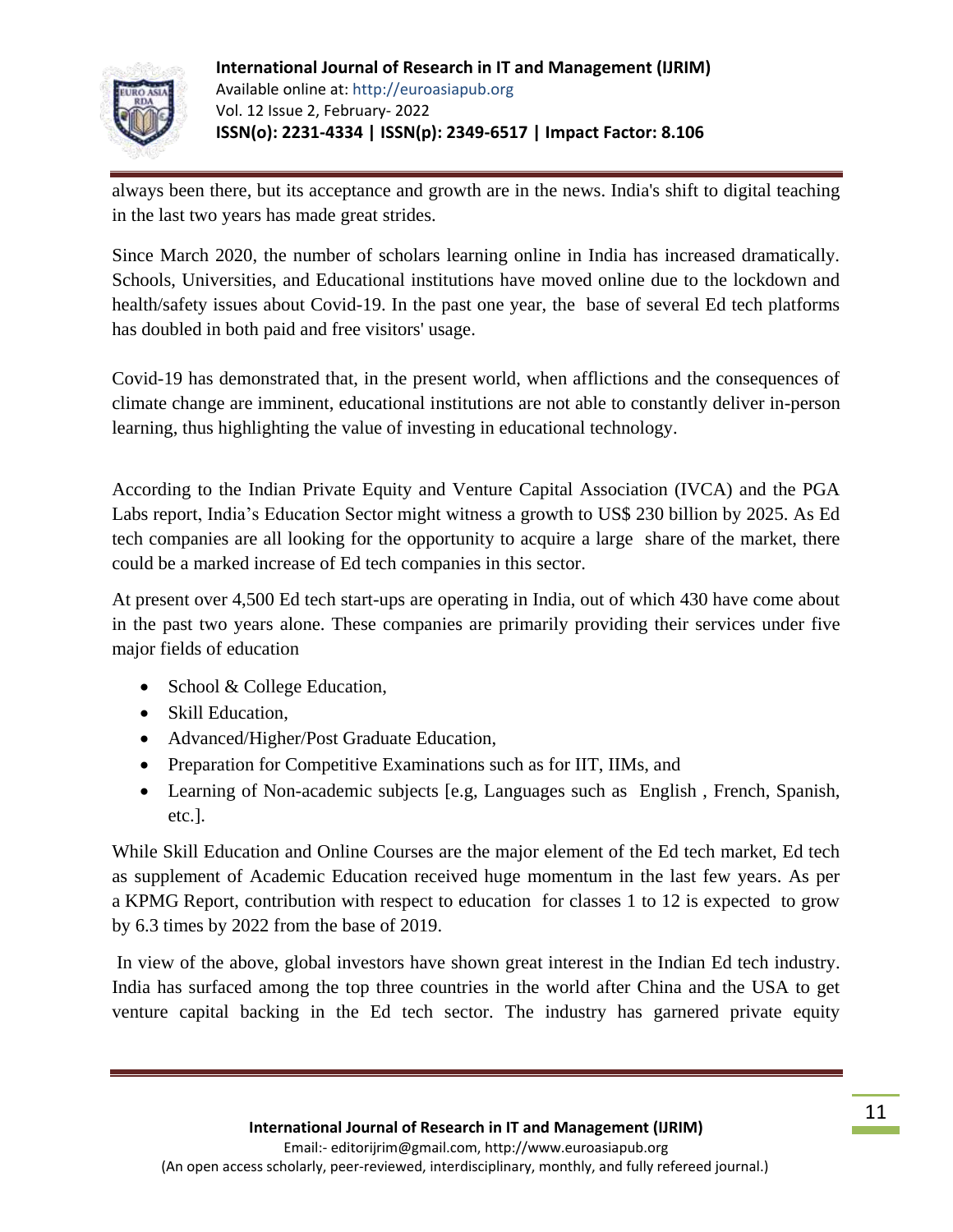always been there, but its acceptance and growth are in the news. India's shift to digital teaching in the last two years has made great strides.

Since March 2020, the number of scholars learning online in India has increased dramatically. Schools, Universities, and Educational institutions have moved online due to the lockdown and health/safety issues about Covid-19. In the past one year, the base of several Ed tech platforms has doubled in both paid and free visitors' usage.

Covid-19 has demonstrated that, in the present world, when afflictions and the consequences of climate change are imminent, educational institutions are not able to constantly deliver in-person learning, thus highlighting the value of investing in educational technology.

According to the Indian Private Equity and Venture Capital Association (IVCA) and the PGA Labs report, India's Education Sector might witness a growth to US$ 230 billion by 2025. As Ed tech companies are all looking for the opportunity to acquire a large share of the market, there could be a marked increase of Ed tech companies in this sector.

At present over 4,500 Ed tech start-ups are operating in India, out of which 430 have come about in the past two years alone. These companies are primarily providing their services under five major fields of education

- School & College Education,
- Skill Education,
- Advanced/Higher/Post Graduate Education,
- Preparation for Competitive Examinations such as for IIT, IIMs, and
- Learning of Non-academic subjects [e.g, Languages such as English , French, Spanish, etc.].

While Skill Education and Online Courses are the major element of the Ed tech market, Ed tech as supplement of Academic Education received huge momentum in the last few years. As per a KPMG Report, contribution with respect to education for classes 1 to 12 is expected to grow by 6.3 times by 2022 from the base of 2019.

In view of the above, global investors have shown great interest in the Indian Ed tech industry. India has surfaced among the top three countries in the world after China and the USA to get venture capital backing in the Ed tech sector. The industry has garnered private equity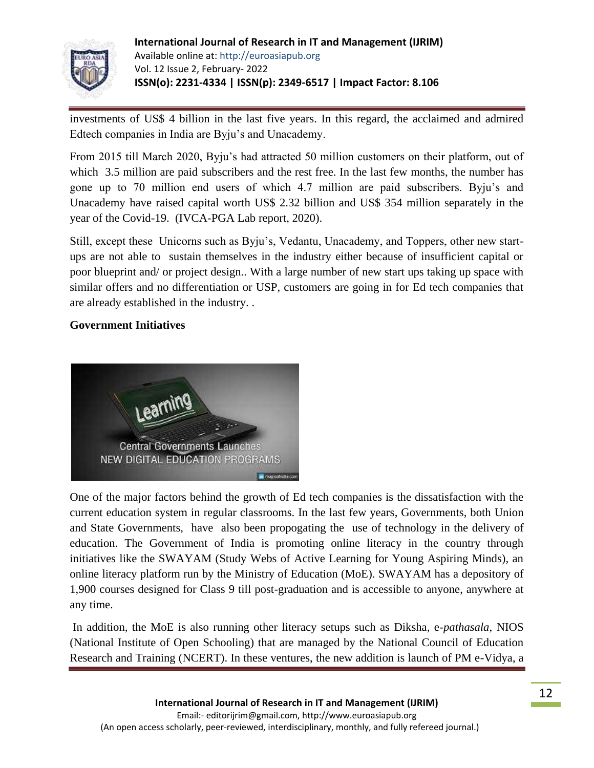investments of US$ 4 billion in the last five years. In this regard, the acclaimed and admired Edtech companies in India are Byju's and Unacademy.

From 2015 till March 2020, Byju's had attracted 50 million customers on their platform, out of which 3.5 million are paid subscribers and the rest free. In the last few months, the number has gone up to 70 million end users of which 4.7 million are paid subscribers. Byju's and Unacademy have raised capital worth US$ 2.32 billion and US$ 354 million separately in the year of the Covid-19. (IVCA-PGA Lab report, 2020).

Still, except these Unicorns such as Byju's, Vedantu, Unacademy, and Toppers, other new start-ups are not able to sustain themselves in the industry either because of insufficient capital or poor blueprint and/ or project design.. With a large number of new start ups taking up space with similar offers and no differentiation or USP, customers are going in for Ed tech companies that are already established in the industry. .

**Government Initiatives**

One of the major factors behind the growth of Ed tech companies is the dissatisfaction with the current education system in regular classrooms. In the last few years, Governments, both Union and State Governments, have also been propogating the use of technology in the delivery of education. The Government of India is promoting online literacy in the country through initiatives like the SWAYAM (Study Webs of Active Learning for Young Aspiring Minds), an online literacy platform run by the Ministry of Education (MoE). SWAYAM has a depository of 1,900 courses designed for Class 9 till post-graduation and is accessible to anyone, anywhere at any time.

In addition, the MoE is also running other literacy setups such as Diksha, e-*pathasala*, NIOS (National Institute of Open Schooling) that are managed by the National Council of Education Research and Training (NCERT). In these ventures, the new addition is launch of PM e-Vidya, a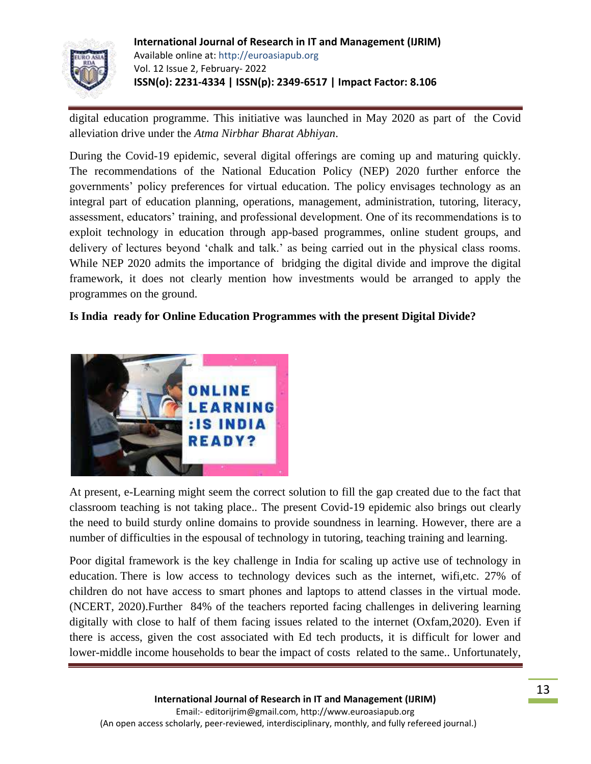digital education programme. This initiative was launched in May 2020 as part of the Covid alleviation drive under the *Atma Nirbhar Bharat Abhiyan*.

During the Covid-19 epidemic, several digital offerings are coming up and maturing quickly. The recommendations of the National Education Policy (NEP) 2020 further enforce the governments' policy preferences for virtual education. The policy envisages technology as an integral part of education planning, operations, management, administration, tutoring, literacy, assessment, educators' training, and professional development. One of its recommendations is to exploit technology in education through app-based programmes, online student groups, and delivery of lectures beyond 'chalk and talk.' as being carried out in the physical class rooms. While NEP 2020 admits the importance of bridging the digital divide and improve the digital framework, it does not clearly mention how investments would be arranged to apply the programmes on the ground.

**Is India ready for Online Education Programmes with the present Digital Divide?**

At present, e-Learning might seem the correct solution to fill the gap created due to the fact that classroom teaching is not taking place.. The present Covid-19 epidemic also brings out clearly the need to build sturdy online domains to provide soundness in learning. However, there are a number of difficulties in the espousal of technology in tutoring, teaching training and learning.

Poor digital framework is the key challenge in India for scaling up active use of technology in education. There is low access to technology devices such as the internet, wifi,etc. 27% of children do not have access to smart phones and laptops to attend classes in the virtual mode. (NCERT, 2020).Further 84% of the teachers reported facing challenges in delivering learning digitally with close to half of them facing issues related to the internet (Oxfam,2020). Even if there is access, given the cost associated with Ed tech products, it is difficult for lower and lower-middle income households to bear the impact of costs related to the same.. Unfortunately,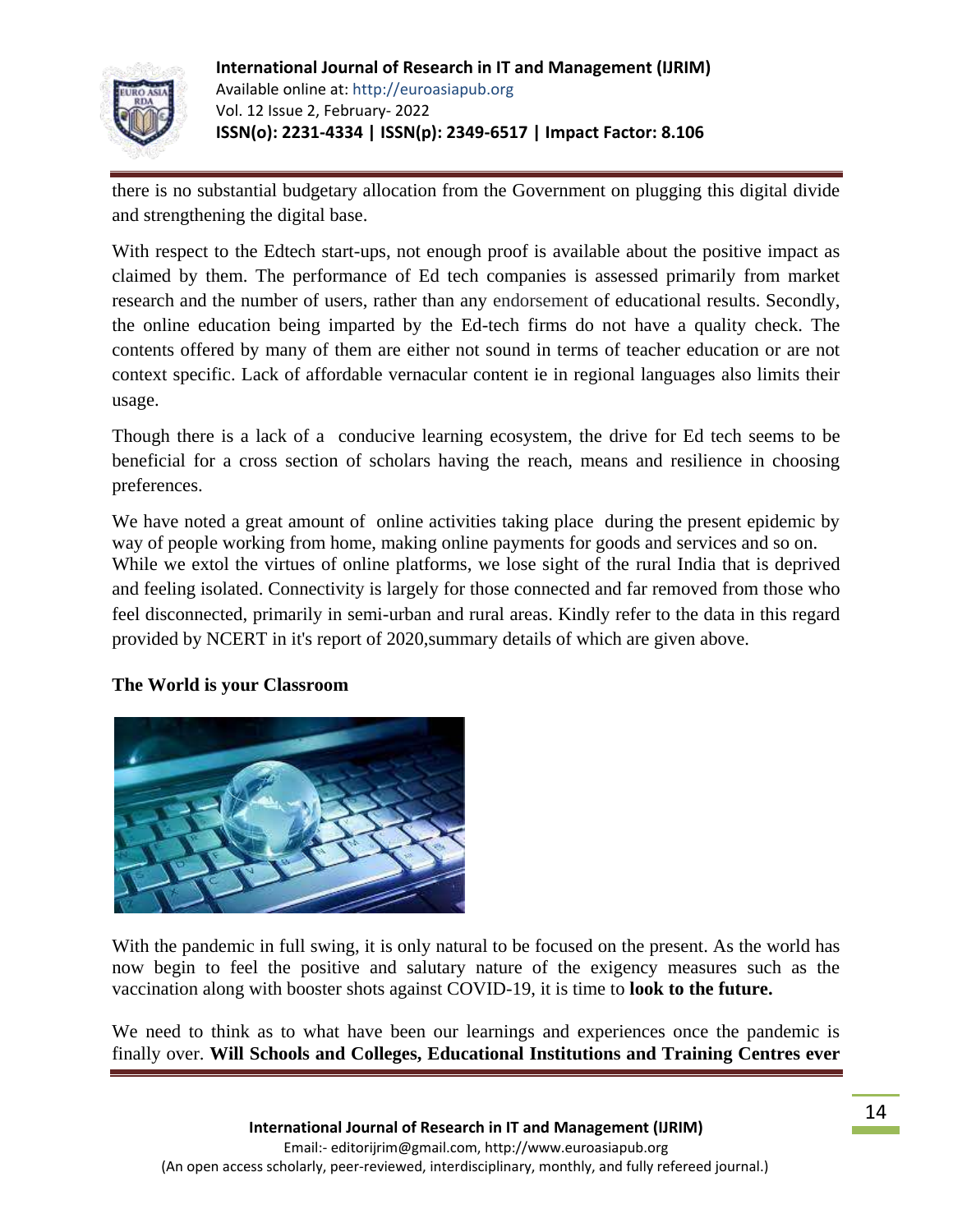there is no substantial budgetary allocation from the Government on plugging this digital divide and strengthening the digital base.

With respect to the Edtech start-ups, not enough proof is available about the positive impact as claimed by them. The performance of Ed tech companies is assessed primarily from market research and the number of users, rather than any endorsement of educational results. Secondly, the online education being imparted by the Ed-tech firms do not have a quality check. The contents offered by many of them are either not sound in terms of teacher education or are not context specific. Lack of affordable vernacular content ie in regional languages also limits their usage.

Though there is a lack of a conducive learning ecosystem, the drive for Ed tech seems to be beneficial for a cross section of scholars having the reach, means and resilience in choosing preferences.

We have noted a great amount of online activities taking place during the present epidemic by way of people working from home, making online payments for goods and services and so on. While we extol the virtues of online platforms, we lose sight of the rural India that is deprived and feeling isolated. Connectivity is largely for those connected and far removed from those who feel disconnected, primarily in semi-urban and rural areas. Kindly refer to the data in this regard provided by NCERT in it's report of 2020,summary details of which are given above.

**The World is your Classroom**

With the pandemic in full swing, it is only natural to be focused on the present. As the world has now begin to feel the positive and salutary nature of the exigency measures such as the vaccination along with booster shots against COVID-19, it is time to **look to the future.**

We need to think as to what have been our learnings and experiences once the pandemic is finally over. **Will Schools and Colleges, Educational Institutions and Training Centres ever**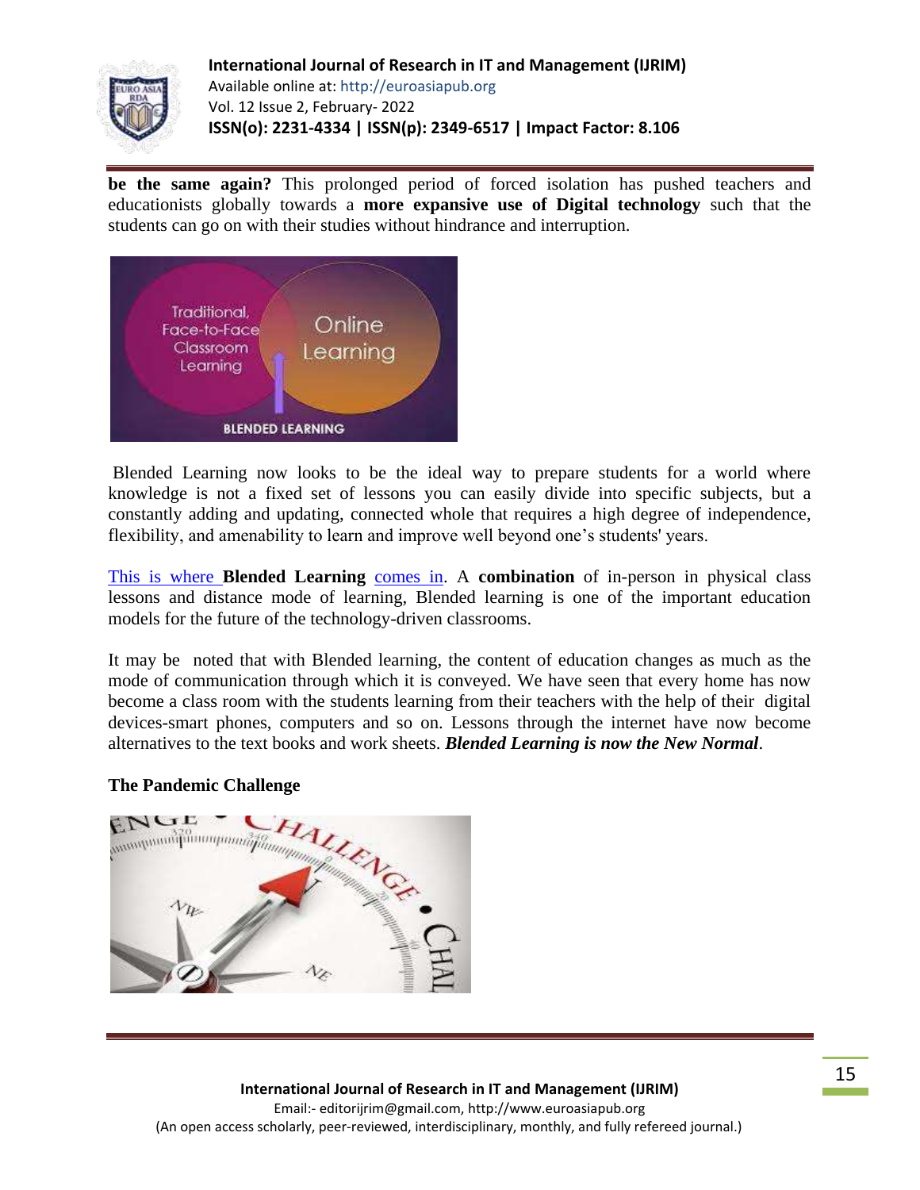**be the same again?** This prolonged period of forced isolation has pushed teachers and educationists globally towards a **more expansive use of Digital technology** such that the students can go on with their studies without hindrance and interruption.

Blended Learning now looks to be the ideal way to prepare students for a world where knowledge is not a fixed set of lessons you can easily divide into specific subjects, but a constantly adding and updating, connected whole that requires a high degree of independence, flexibility, and amenability to learn and improve well beyond one's students' years.

This is where **Blended Learning** comes in. A **combination** of in-person in physical class lessons and distance mode of learning, Blended learning is one of the important education models for the future of the technology-driven classrooms.

It may be noted that with Blended learning, the content of education changes as much as the mode of communication through which it is conveyed. We have seen that every home has now become a class room with the students learning from their teachers with the help of their digital devices-smart phones, computers and so on. Lessons through the internet have now become alternatives to the text books and work sheets. ***Blended Learning is now the New Normal***.

**The Pandemic Challenge**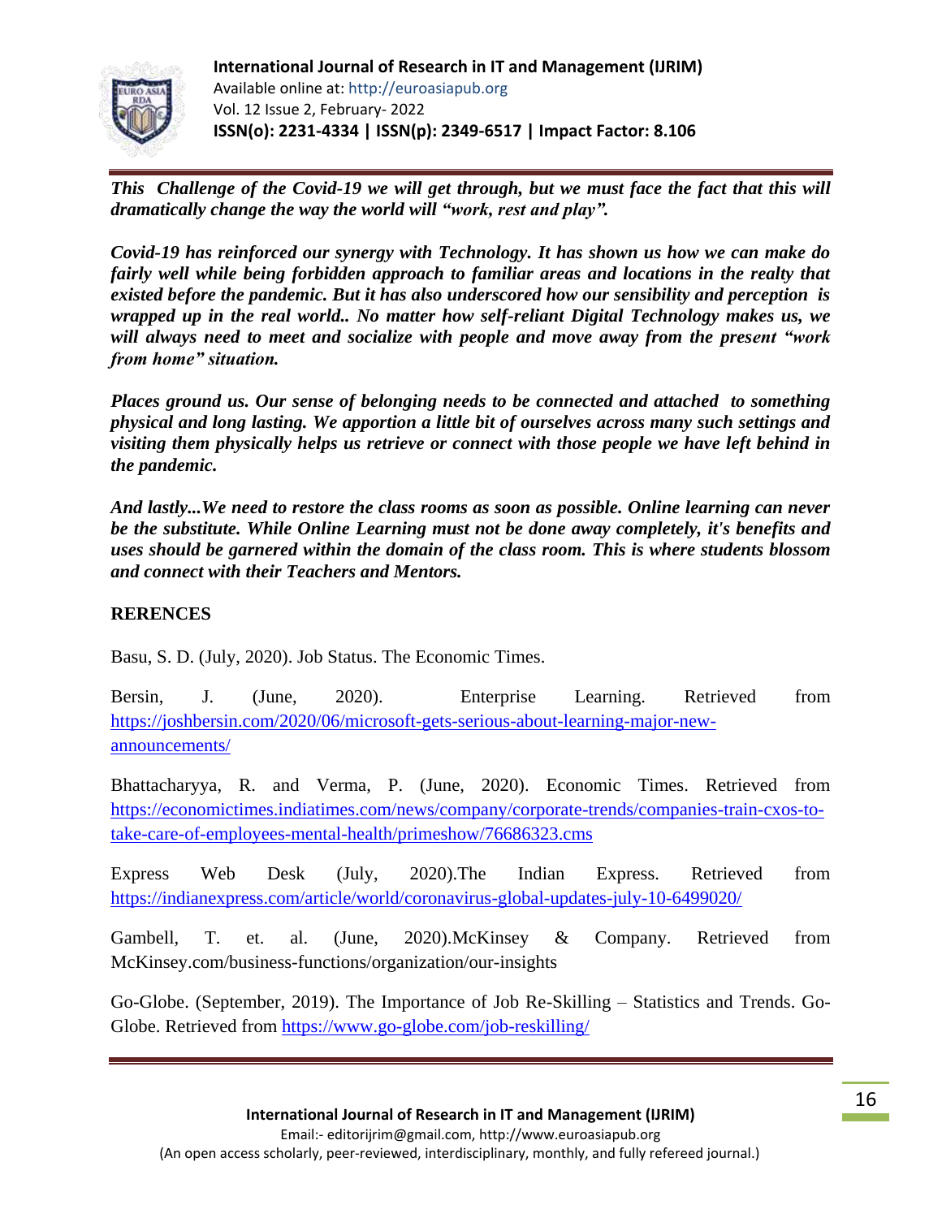***This Challenge of the Covid-19 we will get through, but we must face the fact that this will dramatically change the way the world will "work, rest and play".***

***Covid-19 has reinforced our synergy with Technology. It has shown us how we can make do fairly well while being forbidden approach to familiar areas and locations in the realty that existed before the pandemic. But it has also underscored how our sensibility and perception is wrapped up in the real world.. No matter how self-reliant Digital Technology makes us, we will always need to meet and socialize with people and move away from the present "work from home" situation.***

***Places ground us. Our sense of belonging needs to be connected and attached to something physical and long lasting. We apportion a little bit of ourselves across many such settings and visiting them physically helps us retrieve or connect with those people we have left behind in the pandemic.***

***And lastly...We need to restore the class rooms as soon as possible. Online learning can never be the substitute. While Online Learning must not be done away completely, it's benefits and uses should be garnered within the domain of the class room. This is where students blossom and connect with their Teachers and Mentors.***

**RERENCES**

Basu, S. D. (July, 2020). Job Status. The Economic Times.

Bersin, J. (June, 2020). Enterprise Learning. Retrieved from https://joshbersin.com/2020/06/microsoft-gets-serious-about-learning-major-new-announcements/

Bhattacharyya, R. and Verma, P. (June, 2020). Economic Times. Retrieved from https://economictimes.indiatimes.com/news/company/corporate-trends/companies-train-cxos-to-take-care-of-employees-mental-health/primeshow/76686323.cms

Express Web Desk (July, 2020).The Indian Express. Retrieved from https://indianexpress.com/article/world/coronavirus-global-updates-july-10-6499020/

Gambell, T. et. al. (June, 2020).McKinsey & Company. Retrieved from McKinsey.com/business-functions/organization/our-insights

Go-Globe. (September, 2019). The Importance of Job Re-Skilling – Statistics and Trends. Go-Globe. Retrieved from https://www.go-globe.com/job-reskilling/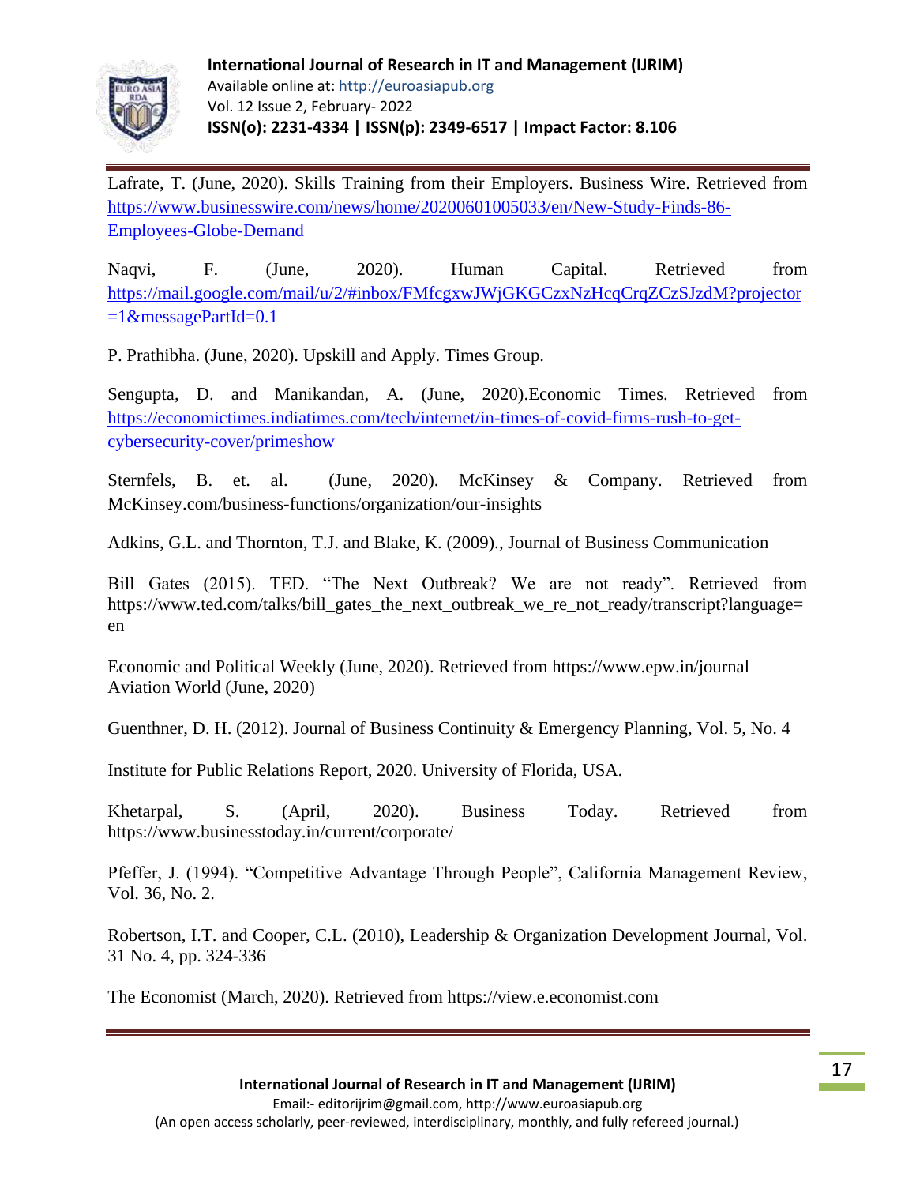Lafrate, T. (June, 2020). Skills Training from their Employers. Business Wire. Retrieved from https://www.businesswire.com/news/home/20200601005033/en/New-Study-Finds-86-Employees-Globe-Demand

Naqvi, F. (June, 2020). Human Capital. Retrieved from https://mail.google.com/mail/u/2/#inbox/FMfcgxwJWjGKGCzxNzHcqCrqZCzSJzdM?projector=1&messagePartId=0.1

P. Prathibha. (June, 2020). Upskill and Apply. Times Group.

Sengupta, D. and Manikandan, A. (June, 2020).Economic Times. Retrieved from https://economictimes.indiatimes.com/tech/internet/in-times-of-covid-firms-rush-to-get-cybersecurity-cover/primeshow

Sternfels, B. et. al. (June, 2020). McKinsey & Company. Retrieved from McKinsey.com/business-functions/organization/our-insights

Adkins, G.L. and Thornton, T.J. and Blake, K. (2009)., Journal of Business Communication

Bill Gates (2015). TED. "The Next Outbreak? We are not ready". Retrieved from https://www.ted.com/talks/bill_gates_the_next_outbreak_we_re_not_ready/transcript?language=en

Economic and Political Weekly (June, 2020). Retrieved from https://www.epw.in/journal
Aviation World (June, 2020)

Guenthner, D. H. (2012). Journal of Business Continuity & Emergency Planning, Vol. 5, No. 4

Institute for Public Relations Report, 2020. University of Florida, USA.

Khetarpal, S. (April, 2020). Business Today. Retrieved from https://www.businesstoday.in/current/corporate/

Pfeffer, J. (1994). "Competitive Advantage Through People", California Management Review, Vol. 36, No. 2.

Robertson, I.T. and Cooper, C.L. (2010), Leadership & Organization Development Journal, Vol. 31 No. 4, pp. 324-336

The Economist (March, 2020). Retrieved from https://view.e.economist.com